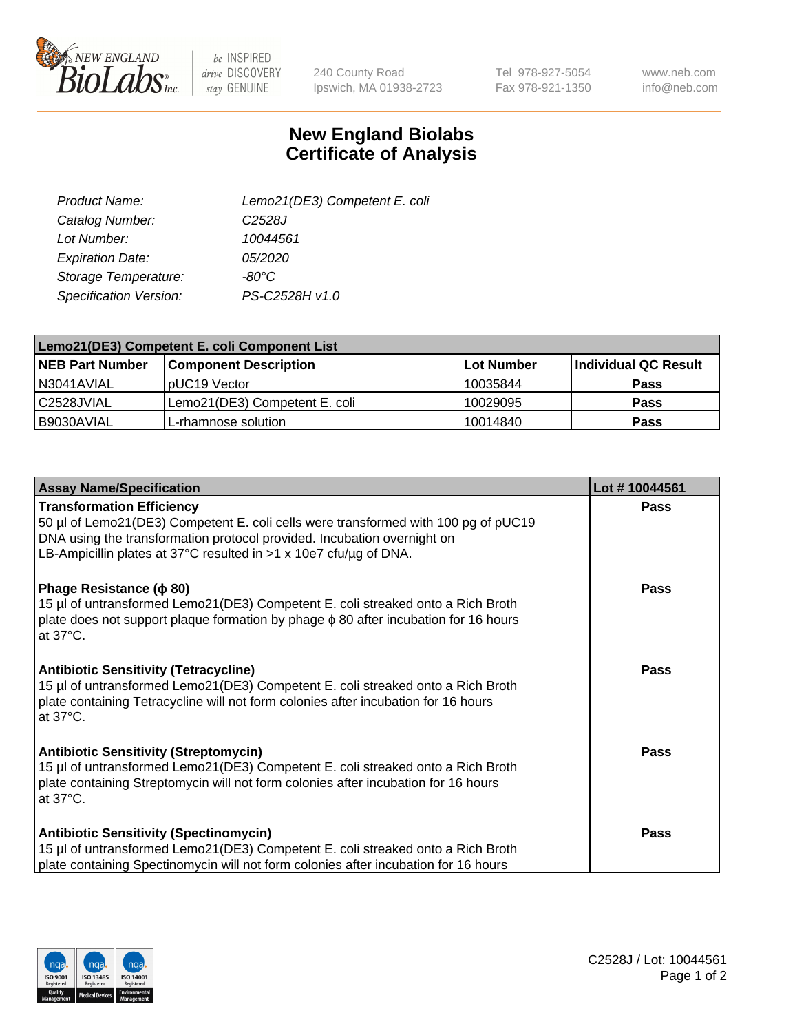# New England Biolabs Certificate of Analysis

| | |
|---|---|
| *Product Name:* | *Lemo21(DE3) Competent E. coli* |
| *Catalog Number:* | *C2528J* |
| *Lot Number:* | *10044561* |
| *Expiration Date:* | *05/2020* |
| *Storage Temperature:* | *-80°C* |
| *Specification Version:* | *PS-C2528H v1.0* |

| Lemo21(DE3) Competent E. coli Component List | | | |
|---|---|---|---|
| **NEB Part Number** | **Component Description** | **Lot Number** | **Individual QC Result** |
| N3041AVIAL | pUC19 Vector | 10035844 | **Pass** |
| C2528JVIAL | Lemo21(DE3) Competent E. coli | 10029095 | **Pass** |
| B9030AVIAL | L-rhamnose solution | 10014840 | **Pass** |

| Assay Name/Specification | Lot # 10044561 |
|---|---|
| **Transformation Efficiency**<br>50 µl of Lemo21(DE3) Competent E. coli cells were transformed with 100 pg of pUC19 DNA using the transformation protocol provided. Incubation overnight on LB-Ampicillin plates at 37°C resulted in >1 x 10e7 cfu/µg of DNA. | **Pass** |
| **Phage Resistance (ϕ 80)**<br>15 µl of untransformed Lemo21(DE3) Competent E. coli streaked onto a Rich Broth plate does not support plaque formation by phage ϕ 80 after incubation for 16 hours at 37°C. | **Pass** |
| **Antibiotic Sensitivity (Tetracycline)**<br>15 µl of untransformed Lemo21(DE3) Competent E. coli streaked onto a Rich Broth plate containing Tetracycline will not form colonies after incubation for 16 hours at 37°C. | **Pass** |
| **Antibiotic Sensitivity (Streptomycin)**<br>15 µl of untransformed Lemo21(DE3) Competent E. coli streaked onto a Rich Broth plate containing Streptomycin will not form colonies after incubation for 16 hours at 37°C. | **Pass** |
| **Antibiotic Sensitivity (Spectinomycin)**<br>15 µl of untransformed Lemo21(DE3) Competent E. coli streaked onto a Rich Broth plate containing Spectinomycin will not form colonies after incubation for 16 hours | **Pass** |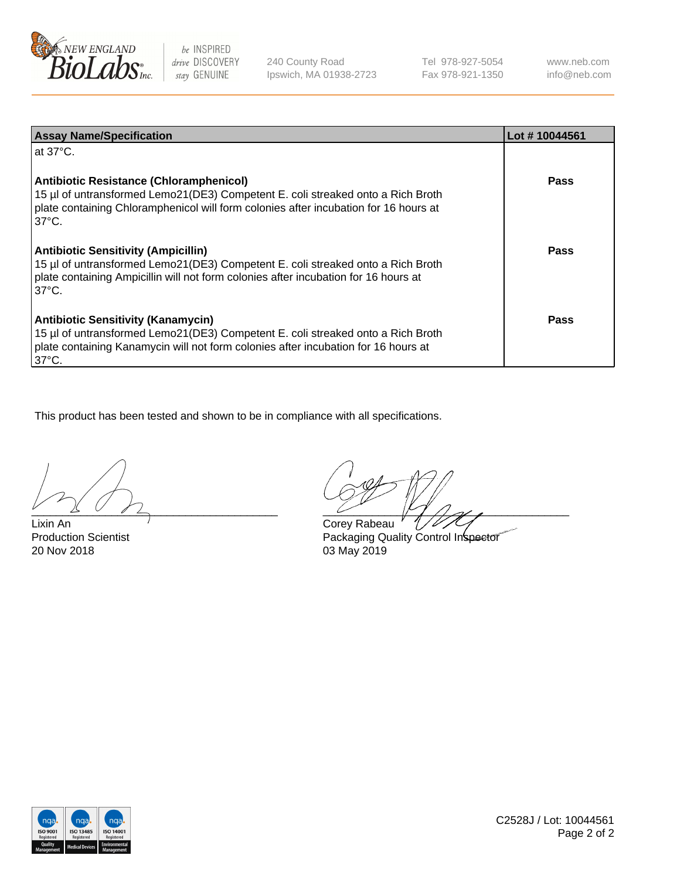| Assay Name/Specification | Lot # 10044561 |
|---|---|
| at 37°C. | |
| **Antibiotic Resistance (Chloramphenicol)**<br>15 µl of untransformed Lemo21(DE3) Competent E. coli streaked onto a Rich Broth plate containing Chloramphenicol will form colonies after incubation for 16 hours at 37°C. | **Pass** |
| **Antibiotic Sensitivity (Ampicillin)**<br>15 µl of untransformed Lemo21(DE3) Competent E. coli streaked onto a Rich Broth plate containing Ampicillin will not form colonies after incubation for 16 hours at 37°C. | **Pass** |
| **Antibiotic Sensitivity (Kanamycin)**<br>15 µl of untransformed Lemo21(DE3) Competent E. coli streaked onto a Rich Broth plate containing Kanamycin will not form colonies after incubation for 16 hours at 37°C. | **Pass** |

This product has been tested and shown to be in compliance with all specifications.

Lixin An
Production Scientist
20 Nov 2018

Corey Rabeau
Packaging Quality Control Inspector
03 May 2019

C2528J / Lot: 10044561